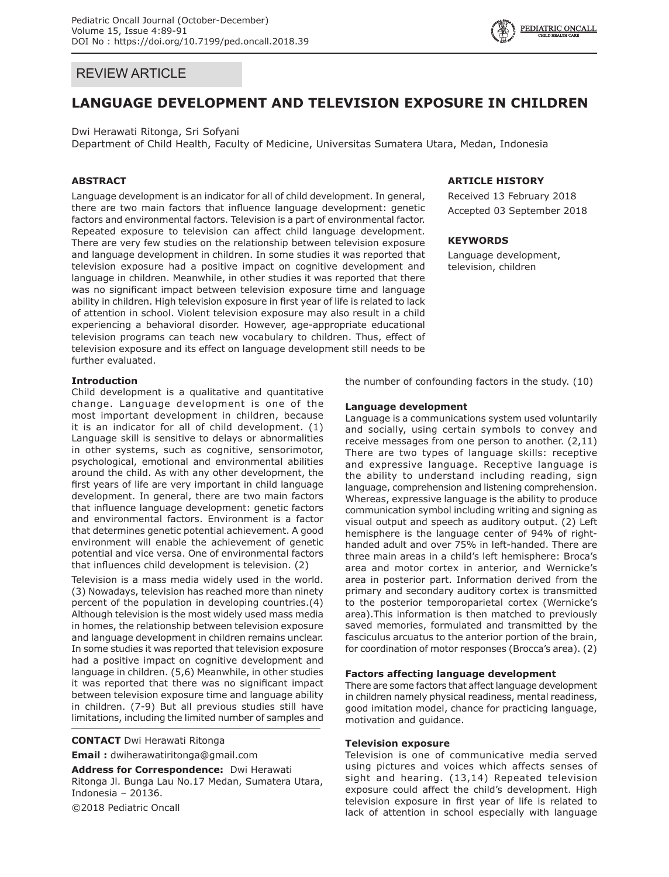REVIEW ARTICLE

# LANGUAGE DEVELOPMENT AND TELEVISION EXPOSURE IN CHILDREN

Dwi Herawati Ritonga, Sri Sofyani

Department of Child Health, Faculty of Medicine, Universitas Sumatera Utara, Medan, Indonesia

## ABSTRACT

Language development is an indicator for all of child development. In general, there are two main factors that influence language development: genetic factors and environmental factors. Television is a part of environmental factor. Repeated exposure to television can affect child language development. There are very few studies on the relationship between television exposure and language development in children. In some studies it was reported that television exposure had a positive impact on cognitive development and language in children. Meanwhile, in other studies it was reported that there was no significant impact between television exposure time and language ability in children. High television exposure in first year of life is related to lack of attention in school. Violent television exposure may also result in a child experiencing a behavioral disorder. However, age-appropriate educational television programs can teach new vocabulary to children. Thus, effect of television exposure and its effect on language development still needs to be further evaluated.

## ARTICLE HISTORY

Received 13 February 2018

Accepted 03 September 2018

## KEYWORDS

Language development, television, children

## Introduction

Child development is a qualitative and quantitative change. Language development is one of the most important development in children, because it is an indicator for all of child development. (1) Language skill is sensitive to delays or abnormalities in other systems, such as cognitive, sensorimotor, psychological, emotional and environmental abilities around the child. As with any other development, the first years of life are very important in child language development. In general, there are two main factors that influence language development: genetic factors and environmental factors. Environment is a factor that determines genetic potential achievement. A good environment will enable the achievement of genetic potential and vice versa. One of environmental factors that influences child development is television. (2)

Television is a mass media widely used in the world. (3) Nowadays, television has reached more than ninety percent of the population in developing countries.(4) Although television is the most widely used mass media in homes, the relationship between television exposure and language development in children remains unclear. In some studies it was reported that television exposure had a positive impact on cognitive development and language in children. (5,6) Meanwhile, in other studies it was reported that there was no significant impact between television exposure time and language ability in children. (7-9) But all previous studies still have limitations, including the limited number of samples and the number of confounding factors in the study. (10)

**CONTACT** Dwi Herawati Ritonga

**Email :** dwiherawatiritonga@gmail.com

**Address for Correspondence:** Dwi Herawati Ritonga Jl. Bunga Lau No.17 Medan, Sumatera Utara, Indonesia – 20136.

©2018 Pediatric Oncall

## Language development

Language is a communications system used voluntarily and socially, using certain symbols to convey and receive messages from one person to another. (2,11) There are two types of language skills: receptive and expressive language. Receptive language is the ability to understand including reading, sign language, comprehension and listening comprehension. Whereas, expressive language is the ability to produce communication symbol including writing and signing as visual output and speech as auditory output. (2) Left hemisphere is the language center of 94% of right-handed adult and over 75% in left-handed. There are three main areas in a child's left hemisphere: Broca's area and motor cortex in anterior, and Wernicke's area in posterior part. Information derived from the primary and secondary auditory cortex is transmitted to the posterior temporoparietal cortex (Wernicke's area).This information is then matched to previously saved memories, formulated and transmitted by the fasciculus arcuatus to the anterior portion of the brain, for coordination of motor responses (Brocca's area). (2)

## Factors affecting language development

There are some factors that affect language development in children namely physical readiness, mental readiness, good imitation model, chance for practicing language, motivation and guidance.

## Television exposure

Television is one of communicative media served using pictures and voices which affects senses of sight and hearing. (13,14) Repeated television exposure could affect the child's development. High television exposure in first year of life is related to lack of attention in school especially with language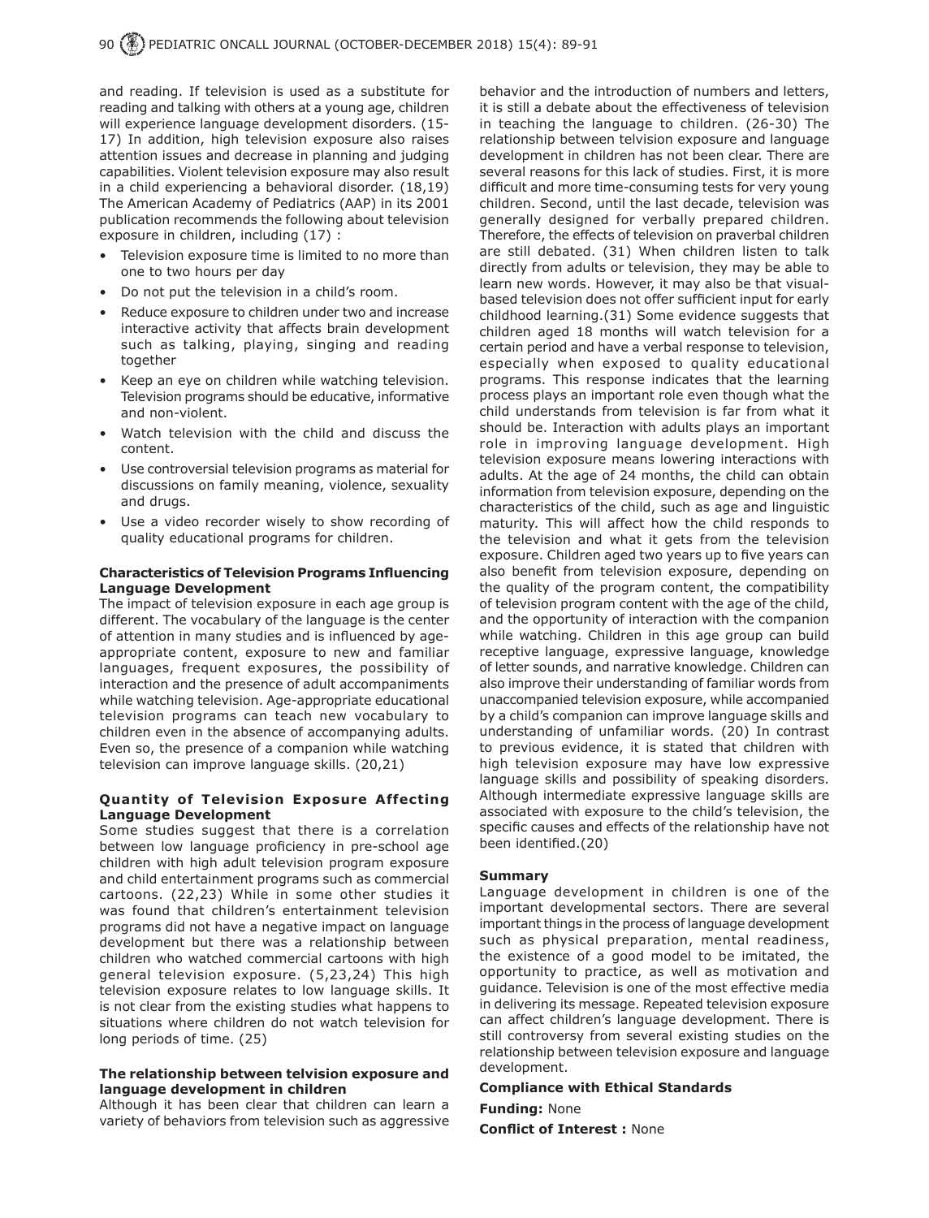and reading. If television is used as a substitute for reading and talking with others at a young age, children will experience language development disorders. (15-17) In addition, high television exposure also raises attention issues and decrease in planning and judging capabilities. Violent television exposure may also result in a child experiencing a behavioral disorder. (18,19) The American Academy of Pediatrics (AAP) in its 2001 publication recommends the following about television exposure in children, including (17) :

- Television exposure time is limited to no more than one to two hours per day
- Do not put the television in a child's room.
- Reduce exposure to children under two and increase interactive activity that affects brain development such as talking, playing, singing and reading together
- Keep an eye on children while watching television. Television programs should be educative, informative and non-violent.
- Watch television with the child and discuss the content.
- Use controversial television programs as material for discussions on family meaning, violence, sexuality and drugs.
- Use a video recorder wisely to show recording of quality educational programs for children.

**Characteristics of Television Programs Influencing Language Development**

The impact of television exposure in each age group is different. The vocabulary of the language is the center of attention in many studies and is influenced by age-appropriate content, exposure to new and familiar languages, frequent exposures, the possibility of interaction and the presence of adult accompaniments while watching television. Age-appropriate educational television programs can teach new vocabulary to children even in the absence of accompanying adults. Even so, the presence of a companion while watching television can improve language skills. (20,21)

**Quantity of Television Exposure Affecting Language Development**

Some studies suggest that there is a correlation between low language proficiency in pre-school age children with high adult television program exposure and child entertainment programs such as commercial cartoons. (22,23) While in some other studies it was found that children's entertainment television programs did not have a negative impact on language development but there was a relationship between children who watched commercial cartoons with high general television exposure. (5,23,24) This high television exposure relates to low language skills. It is not clear from the existing studies what happens to situations where children do not watch television for long periods of time. (25)

**The relationship between telvision exposure and language development in children**

Although it has been clear that children can learn a variety of behaviors from television such as aggressive behavior and the introduction of numbers and letters, it is still a debate about the effectiveness of television in teaching the language to children. (26-30) The relationship between telvision exposure and language development in children has not been clear. There are several reasons for this lack of studies. First, it is more difficult and more time-consuming tests for very young children. Second, until the last decade, television was generally designed for verbally prepared children. Therefore, the effects of television on praverbal children are still debated. (31) When children listen to talk directly from adults or television, they may be able to learn new words. However, it may also be that visual-based television does not offer sufficient input for early childhood learning.(31) Some evidence suggests that children aged 18 months will watch television for a certain period and have a verbal response to television, especially when exposed to quality educational programs. This response indicates that the learning process plays an important role even though what the child understands from television is far from what it should be. Interaction with adults plays an important role in improving language development. High television exposure means lowering interactions with adults. At the age of 24 months, the child can obtain information from television exposure, depending on the characteristics of the child, such as age and linguistic maturity. This will affect how the child responds to the television and what it gets from the television exposure. Children aged two years up to five years can also benefit from television exposure, depending on the quality of the program content, the compatibility of television program content with the age of the child, and the opportunity of interaction with the companion while watching. Children in this age group can build receptive language, expressive language, knowledge of letter sounds, and narrative knowledge. Children can also improve their understanding of familiar words from unaccompanied television exposure, while accompanied by a child's companion can improve language skills and understanding of unfamiliar words. (20) In contrast to previous evidence, it is stated that children with high television exposure may have low expressive language skills and possibility of speaking disorders. Although intermediate expressive language skills are associated with exposure to the child's television, the specific causes and effects of the relationship have not been identified.(20)

**Summary**

Language development in children is one of the important developmental sectors. There are several important things in the process of language development such as physical preparation, mental readiness, the existence of a good model to be imitated, the opportunity to practice, as well as motivation and guidance. Television is one of the most effective media in delivering its message. Repeated television exposure can affect children's language development. There is still controversy from several existing studies on the relationship between television exposure and language development.

**Compliance with Ethical Standards**

**Funding:** None

**Conflict of Interest :** None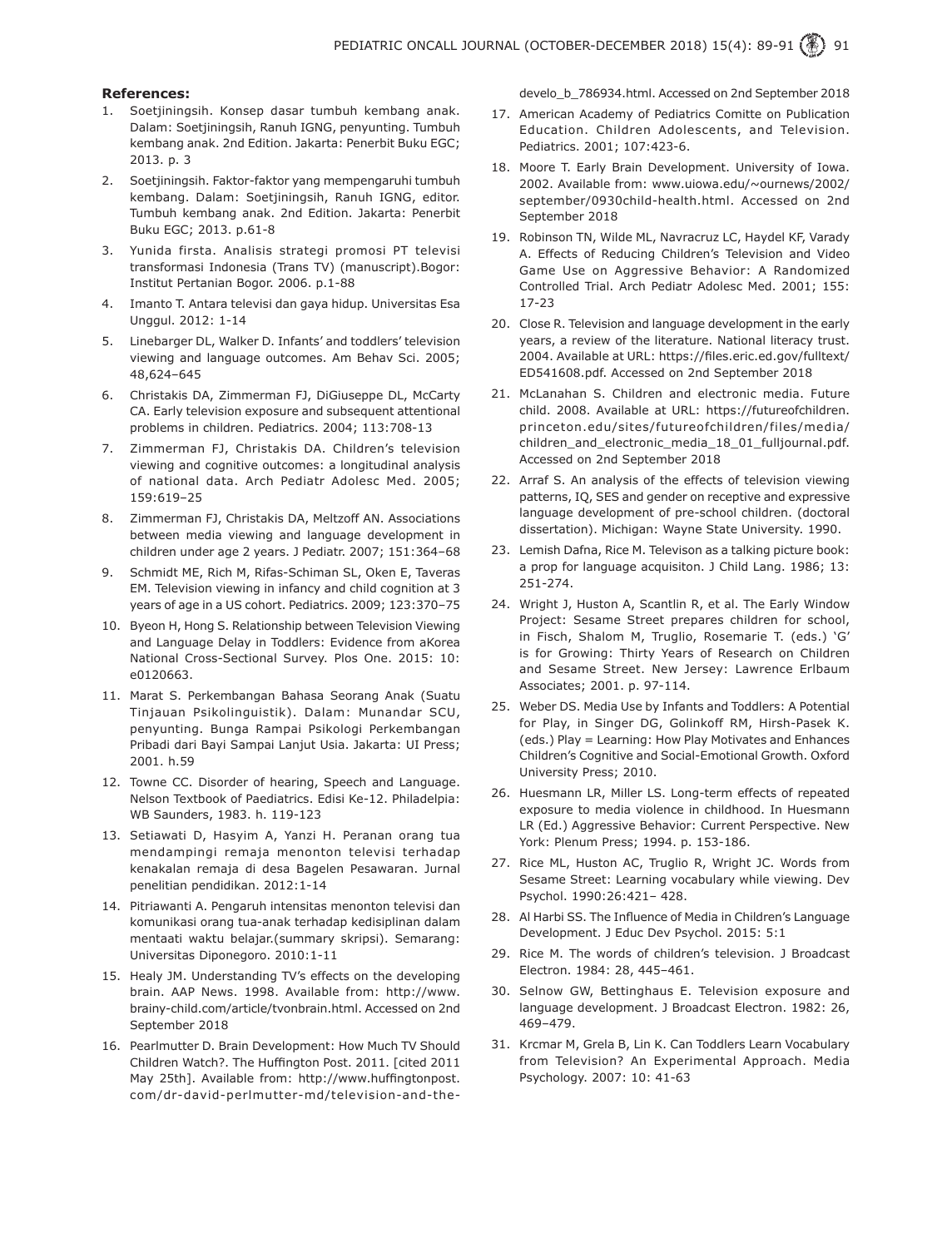**References:**

1. Soetjiningsih. Konsep dasar tumbuh kembang anak. Dalam: Soetjiningsih, Ranuh IGNG, penyunting. Tumbuh kembang anak. 2nd Edition. Jakarta: Penerbit Buku EGC; 2013. p. 3
2. Soetjiningsih. Faktor-faktor yang mempengaruhi tumbuh kembang. Dalam: Soetjiningsih, Ranuh IGNG, editor. Tumbuh kembang anak. 2nd Edition. Jakarta: Penerbit Buku EGC; 2013. p.61-8
3. Yunida firsta. Analisis strategi promosi PT televisi transformasi Indonesia (Trans TV) (manuscript).Bogor: Institut Pertanian Bogor. 2006. p.1-88
4. Imanto T. Antara televisi dan gaya hidup. Universitas Esa Unggul. 2012: 1-14
5. Linebarger DL, Walker D. Infants' and toddlers' television viewing and language outcomes. Am Behav Sci. 2005; 48,624–645
6. Christakis DA, Zimmerman FJ, DiGiuseppe DL, McCarty CA. Early television exposure and subsequent attentional problems in children. Pediatrics. 2004; 113:708-13
7. Zimmerman FJ, Christakis DA. Children's television viewing and cognitive outcomes: a longitudinal analysis of national data. Arch Pediatr Adolesc Med. 2005; 159:619–25
8. Zimmerman FJ, Christakis DA, Meltzoff AN. Associations between media viewing and language development in children under age 2 years. J Pediatr. 2007; 151:364–68
9. Schmidt ME, Rich M, Rifas-Schiman SL, Oken E, Taveras EM. Television viewing in infancy and child cognition at 3 years of age in a US cohort. Pediatrics. 2009; 123:370–75
10. Byeon H, Hong S. Relationship between Television Viewing and Language Delay in Toddlers: Evidence from aKorea National Cross-Sectional Survey. Plos One. 2015: 10: e0120663.
11. Marat S. Perkembangan Bahasa Seorang Anak (Suatu Tinjauan Psikolinguistik). Dalam: Munandar SCU, penyunting. Bunga Rampai Psikologi Perkembangan Pribadi dari Bayi Sampai Lanjut Usia. Jakarta: UI Press; 2001. h.59
12. Towne CC. Disorder of hearing, Speech and Language. Nelson Textbook of Paediatrics. Edisi Ke-12. Philadelpia: WB Saunders, 1983. h. 119-123
13. Setiawati D, Hasyim A, Yanzi H. Peranan orang tua mendampingi remaja menonton televisi terhadap kenakalan remaja di desa Bagelen Pesawaran. Jurnal penelitian pendidikan. 2012:1-14
14. Pitriawanti A. Pengaruh intensitas menonton televisi dan komunikasi orang tua-anak terhadap kedisiplinan dalam mentaati waktu belajar.(summary skripsi). Semarang: Universitas Diponegoro. 2010:1-11
15. Healy JM. Understanding TV's effects on the developing brain. AAP News. 1998. Available from: http://www.brainy-child.com/article/tvonbrain.html. Accessed on 2nd September 2018
16. Pearlmutter D. Brain Development: How Much TV Should Children Watch?. The Huffington Post. 2011. [cited 2011 May 25th]. Available from: http://www.huffingtonpost.com/dr-david-perlmutter-md/television-and-the-develo_b_786934.html. Accessed on 2nd September 2018
17. American Academy of Pediatrics Comitte on Publication Education. Children Adolescents, and Television. Pediatrics. 2001; 107:423-6.
18. Moore T. Early Brain Development. University of Iowa. 2002. Available from: www.uiowa.edu/~ournews/2002/september/0930child-health.html. Accessed on 2nd September 2018
19. Robinson TN, Wilde ML, Navracruz LC, Haydel KF, Varady A. Effects of Reducing Children's Television and Video Game Use on Aggressive Behavior: A Randomized Controlled Trial. Arch Pediatr Adolesc Med. 2001; 155: 17-23
20. Close R. Television and language development in the early years, a review of the literature. National literacy trust. 2004. Available at URL: https://files.eric.ed.gov/fulltext/ED541608.pdf. Accessed on 2nd September 2018
21. McLanahan S. Children and electronic media. Future child. 2008. Available at URL: https://futureofchildren.princeton.edu/sites/futureofchildren/files/media/children_and_electronic_media_18_01_fulljournal.pdf. Accessed on 2nd September 2018
22. Arraf S. An analysis of the effects of television viewing patterns, IQ, SES and gender on receptive and expressive language development of pre-school children. (doctoral dissertation). Michigan: Wayne State University. 1990.
23. Lemish Dafna, Rice M. Televison as a talking picture book: a prop for language acquisiton. J Child Lang. 1986; 13: 251-274.
24. Wright J, Huston A, Scantlin R, et al. The Early Window Project: Sesame Street prepares children for school, in Fisch, Shalom M, Truglio, Rosemarie T. (eds.) 'G' is for Growing: Thirty Years of Research on Children and Sesame Street. New Jersey: Lawrence Erlbaum Associates; 2001. p. 97-114.
25. Weber DS. Media Use by Infants and Toddlers: A Potential for Play, in Singer DG, Golinkoff RM, Hirsh-Pasek K. (eds.) Play = Learning: How Play Motivates and Enhances Children's Cognitive and Social-Emotional Growth. Oxford University Press; 2010.
26. Huesmann LR, Miller LS. Long-term effects of repeated exposure to media violence in childhood. In Huesmann LR (Ed.) Aggressive Behavior: Current Perspective. New York: Plenum Press; 1994. p. 153-186.
27. Rice ML, Huston AC, Truglio R, Wright JC. Words from Sesame Street: Learning vocabulary while viewing. Dev Psychol. 1990:26:421– 428.
28. Al Harbi SS. The Influence of Media in Children's Language Development. J Educ Dev Psychol. 2015: 5:1
29. Rice M. The words of children's television. J Broadcast Electron. 1984: 28, 445–461.
30. Selnow GW, Bettinghaus E. Television exposure and language development. J Broadcast Electron. 1982: 26, 469–479.
31. Krcmar M, Grela B, Lin K. Can Toddlers Learn Vocabulary from Television? An Experimental Approach. Media Psychology. 2007: 10: 41-63